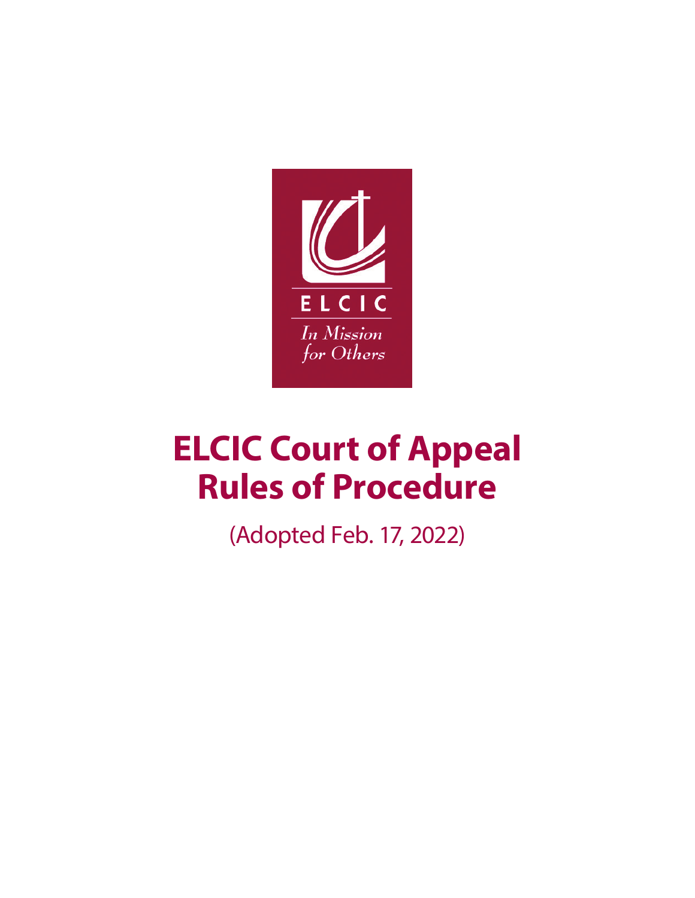ELCIC

*In Mission for Others*

# ELCIC Court of Appeal Rules of Procedure

(Adopted Feb. 17, 2022)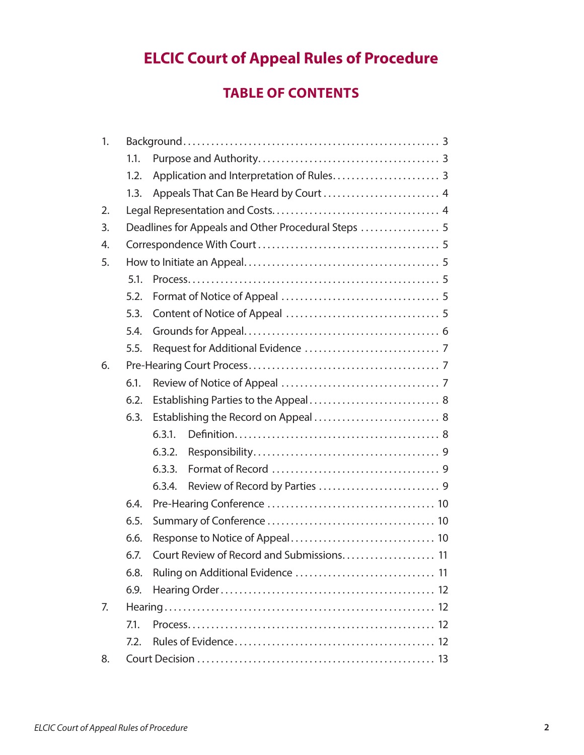# ELCIC Court of Appeal Rules of Procedure

## TABLE OF CONTENTS

1. Background . . . . . . . . . . 3
   - 1.1. Purpose and Authority . . . . . . . . . . 3
   - 1.2. Application and Interpretation of Rules . . . . . . . . . . 3
   - 1.3. Appeals That Can Be Heard by Court . . . . . . . . . . 4
2. Legal Representation and Costs . . . . . . . . . . 4
3. Deadlines for Appeals and Other Procedural Steps . . . . . . . . . . 5
4. Correspondence With Court . . . . . . . . . . 5
5. How to Initiate an Appeal . . . . . . . . . . 5
   - 5.1. Process . . . . . . . . . . 5
   - 5.2. Format of Notice of Appeal . . . . . . . . . . 5
   - 5.3. Content of Notice of Appeal . . . . . . . . . . 5
   - 5.4. Grounds for Appeal . . . . . . . . . . 6
   - 5.5. Request for Additional Evidence . . . . . . . . . . 7
6. Pre-Hearing Court Process . . . . . . . . . . 7
   - 6.1. Review of Notice of Appeal . . . . . . . . . . 7
   - 6.2. Establishing Parties to the Appeal . . . . . . . . . . 8
   - 6.3. Establishing the Record on Appeal . . . . . . . . . . 8
     - 6.3.1. Definition . . . . . . . . . . 8
     - 6.3.2. Responsibility . . . . . . . . . . 9
     - 6.3.3. Format of Record . . . . . . . . . . 9
     - 6.3.4. Review of Record by Parties . . . . . . . . . . 9
   - 6.4. Pre-Hearing Conference . . . . . . . . . . 10
   - 6.5. Summary of Conference . . . . . . . . . . 10
   - 6.6. Response to Notice of Appeal . . . . . . . . . . 10
   - 6.7. Court Review of Record and Submissions . . . . . . . . . . 11
   - 6.8. Ruling on Additional Evidence . . . . . . . . . . 11
   - 6.9. Hearing Order . . . . . . . . . . 12
7. Hearing . . . . . . . . . . 12
   - 7.1. Process . . . . . . . . . . 12
   - 7.2. Rules of Evidence . . . . . . . . . . 12
8. Court Decision . . . . . . . . . . 13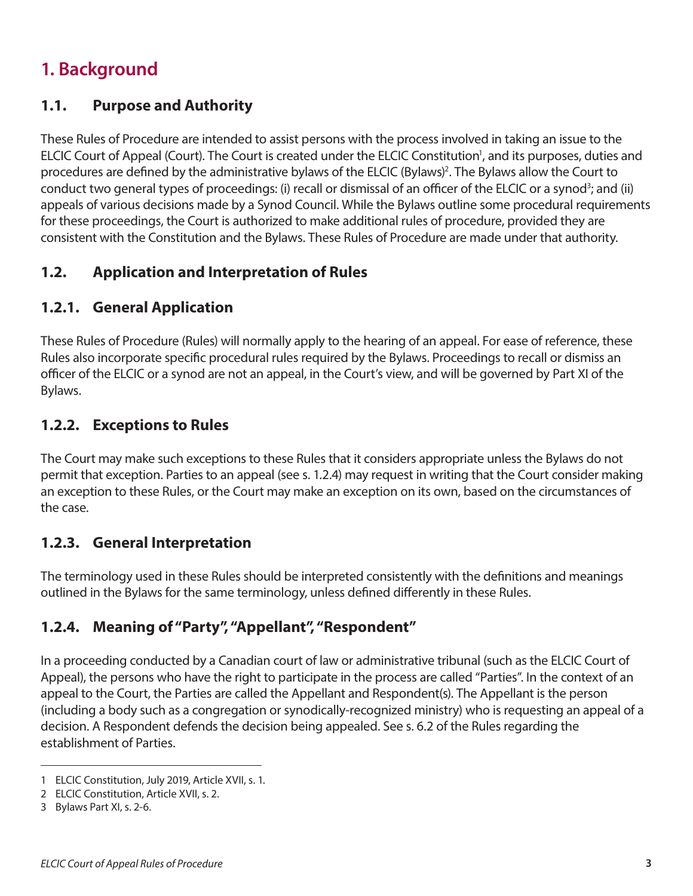# 1. Background

## 1.1. Purpose and Authority

These Rules of Procedure are intended to assist persons with the process involved in taking an issue to the ELCIC Court of Appeal (Court). The Court is created under the ELCIC Constitution[1], and its purposes, duties and procedures are defined by the administrative bylaws of the ELCIC (Bylaws)[2]. The Bylaws allow the Court to conduct two general types of proceedings: (i) recall or dismissal of an officer of the ELCIC or a synod[3]; and (ii) appeals of various decisions made by a Synod Council. While the Bylaws outline some procedural requirements for these proceedings, the Court is authorized to make additional rules of procedure, provided they are consistent with the Constitution and the Bylaws. These Rules of Procedure are made under that authority.

## 1.2. Application and Interpretation of Rules

### 1.2.1. General Application

These Rules of Procedure (Rules) will normally apply to the hearing of an appeal. For ease of reference, these Rules also incorporate specific procedural rules required by the Bylaws. Proceedings to recall or dismiss an officer of the ELCIC or a synod are not an appeal, in the Court's view, and will be governed by Part XI of the Bylaws.

### 1.2.2. Exceptions to Rules

The Court may make such exceptions to these Rules that it considers appropriate unless the Bylaws do not permit that exception. Parties to an appeal (see s. 1.2.4) may request in writing that the Court consider making an exception to these Rules, or the Court may make an exception on its own, based on the circumstances of the case.

### 1.2.3. General Interpretation

The terminology used in these Rules should be interpreted consistently with the definitions and meanings outlined in the Bylaws for the same terminology, unless defined differently in these Rules.

### 1.2.4. Meaning of "Party", "Appellant", "Respondent"

In a proceeding conducted by a Canadian court of law or administrative tribunal (such as the ELCIC Court of Appeal), the persons who have the right to participate in the process are called "Parties". In the context of an appeal to the Court, the Parties are called the Appellant and Respondent(s). The Appellant is the person (including a body such as a congregation or synodically-recognized ministry) who is requesting an appeal of a decision. A Respondent defends the decision being appealed. See s. 6.2 of the Rules regarding the establishment of Parties.

---

1 ELCIC Constitution, July 2019, Article XVII, s. 1.

2 ELCIC Constitution, Article XVII, s. 2.

3 Bylaws Part XI, s. 2-6.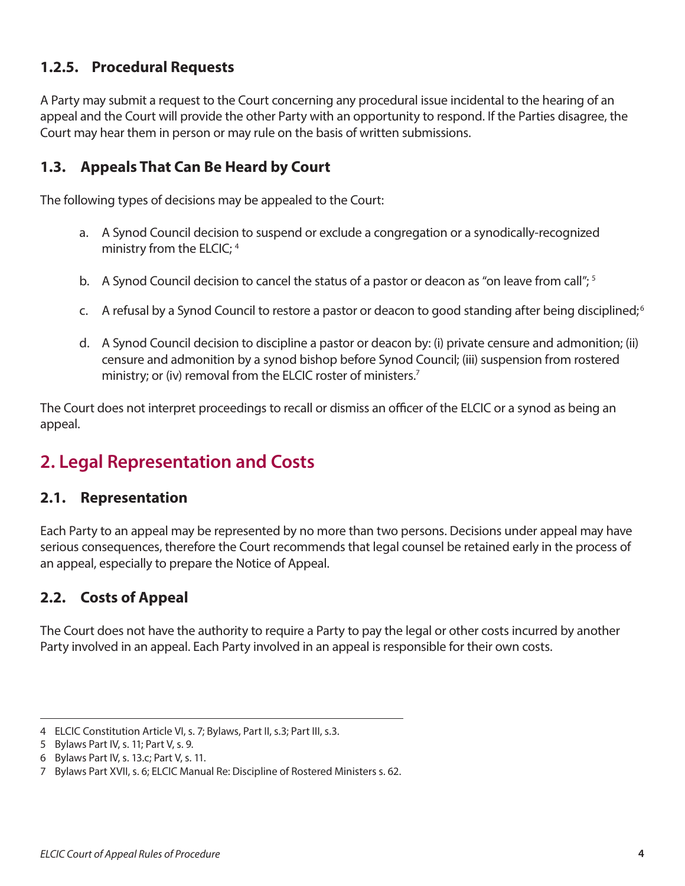### 1.2.5. Procedural Requests

A Party may submit a request to the Court concerning any procedural issue incidental to the hearing of an appeal and the Court will provide the other Party with an opportunity to respond. If the Parties disagree, the Court may hear them in person or may rule on the basis of written submissions.

### 1.3. Appeals That Can Be Heard by Court

The following types of decisions may be appealed to the Court:

a. A Synod Council decision to suspend or exclude a congregation or a synodically-recognized ministry from the ELCIC; [4]

b. A Synod Council decision to cancel the status of a pastor or deacon as "on leave from call"; [5]

c. A refusal by a Synod Council to restore a pastor or deacon to good standing after being disciplined;[6]

d. A Synod Council decision to discipline a pastor or deacon by: (i) private censure and admonition; (ii) censure and admonition by a synod bishop before Synod Council; (iii) suspension from rostered ministry; or (iv) removal from the ELCIC roster of ministers.[7]

The Court does not interpret proceedings to recall or dismiss an officer of the ELCIC or a synod as being an appeal.

## 2. Legal Representation and Costs

### 2.1. Representation

Each Party to an appeal may be represented by no more than two persons. Decisions under appeal may have serious consequences, therefore the Court recommends that legal counsel be retained early in the process of an appeal, especially to prepare the Notice of Appeal.

### 2.2. Costs of Appeal

The Court does not have the authority to require a Party to pay the legal or other costs incurred by another Party involved in an appeal. Each Party involved in an appeal is responsible for their own costs.

---

4 ELCIC Constitution Article VI, s. 7; Bylaws, Part II, s.3; Part III, s.3.

5 Bylaws Part IV, s. 11; Part V, s. 9.

6 Bylaws Part IV, s. 13.c; Part V, s. 11.

7 Bylaws Part XVII, s. 6; ELCIC Manual Re: Discipline of Rostered Ministers s. 62.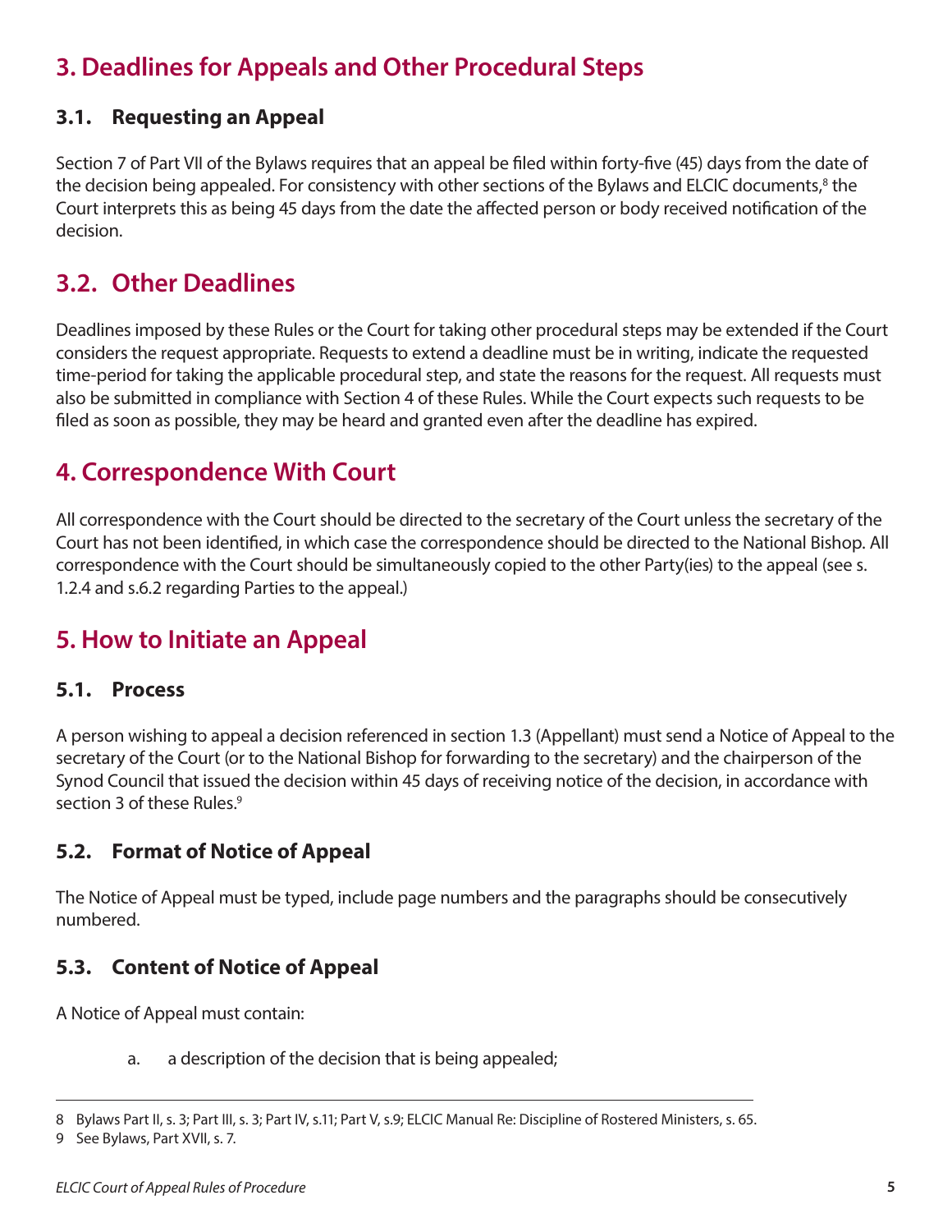## 3. Deadlines for Appeals and Other Procedural Steps

### 3.1. Requesting an Appeal

Section 7 of Part VII of the Bylaws requires that an appeal be filed within forty-five (45) days from the date of the decision being appealed. For consistency with other sections of the Bylaws and ELCIC documents,[8] the Court interprets this as being 45 days from the date the affected person or body received notification of the decision.

## 3.2. Other Deadlines

Deadlines imposed by these Rules or the Court for taking other procedural steps may be extended if the Court considers the request appropriate. Requests to extend a deadline must be in writing, indicate the requested time-period for taking the applicable procedural step, and state the reasons for the request. All requests must also be submitted in compliance with Section 4 of these Rules. While the Court expects such requests to be filed as soon as possible, they may be heard and granted even after the deadline has expired.

## 4. Correspondence With Court

All correspondence with the Court should be directed to the secretary of the Court unless the secretary of the Court has not been identified, in which case the correspondence should be directed to the National Bishop. All correspondence with the Court should be simultaneously copied to the other Party(ies) to the appeal (see s. 1.2.4 and s.6.2 regarding Parties to the appeal.)

## 5. How to Initiate an Appeal

### 5.1. Process

A person wishing to appeal a decision referenced in section 1.3 (Appellant) must send a Notice of Appeal to the secretary of the Court (or to the National Bishop for forwarding to the secretary) and the chairperson of the Synod Council that issued the decision within 45 days of receiving notice of the decision, in accordance with section 3 of these Rules.[9]

### 5.2. Format of Notice of Appeal

The Notice of Appeal must be typed, include page numbers and the paragraphs should be consecutively numbered.

### 5.3. Content of Notice of Appeal

A Notice of Appeal must contain:

a. a description of the decision that is being appealed;

---

8 Bylaws Part II, s. 3; Part III, s. 3; Part IV, s.11; Part V, s.9; ELCIC Manual Re: Discipline of Rostered Ministers, s. 65.

9 See Bylaws, Part XVII, s. 7.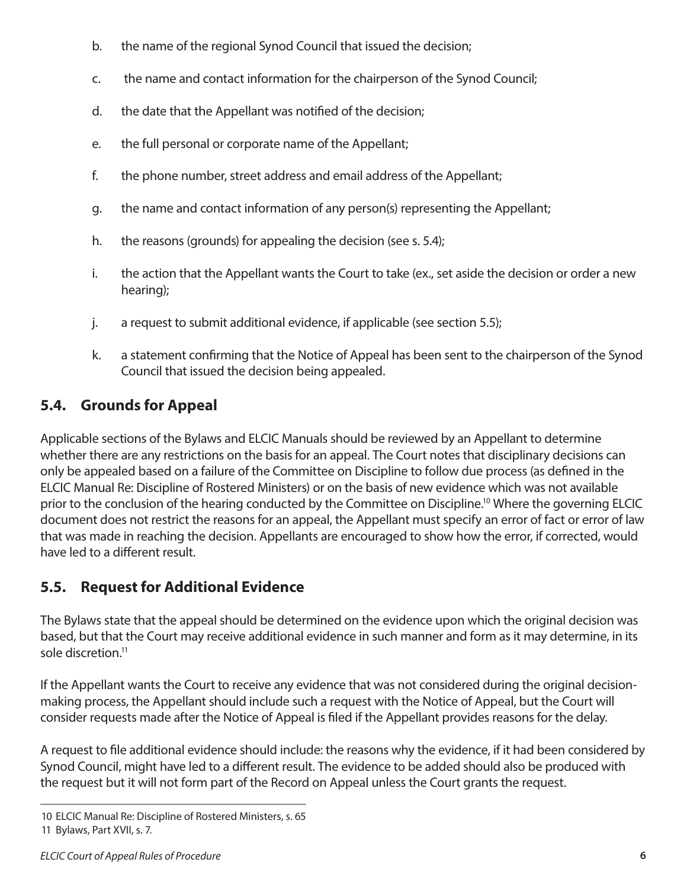b. the name of the regional Synod Council that issued the decision;

c. the name and contact information for the chairperson of the Synod Council;

d. the date that the Appellant was notified of the decision;

e. the full personal or corporate name of the Appellant;

f. the phone number, street address and email address of the Appellant;

g. the name and contact information of any person(s) representing the Appellant;

h. the reasons (grounds) for appealing the decision (see s. 5.4);

i. the action that the Appellant wants the Court to take (ex., set aside the decision or order a new hearing);

j. a request to submit additional evidence, if applicable (see section 5.5);

k. a statement confirming that the Notice of Appeal has been sent to the chairperson of the Synod Council that issued the decision being appealed.

## 5.4. Grounds for Appeal

Applicable sections of the Bylaws and ELCIC Manuals should be reviewed by an Appellant to determine whether there are any restrictions on the basis for an appeal. The Court notes that disciplinary decisions can only be appealed based on a failure of the Committee on Discipline to follow due process (as defined in the ELCIC Manual Re: Discipline of Rostered Ministers) or on the basis of new evidence which was not available prior to the conclusion of the hearing conducted by the Committee on Discipline.[10] Where the governing ELCIC document does not restrict the reasons for an appeal, the Appellant must specify an error of fact or error of law that was made in reaching the decision. Appellants are encouraged to show how the error, if corrected, would have led to a different result.

## 5.5. Request for Additional Evidence

The Bylaws state that the appeal should be determined on the evidence upon which the original decision was based, but that the Court may receive additional evidence in such manner and form as it may determine, in its sole discretion.[11]

If the Appellant wants the Court to receive any evidence that was not considered during the original decision-making process, the Appellant should include such a request with the Notice of Appeal, but the Court will consider requests made after the Notice of Appeal is filed if the Appellant provides reasons for the delay.

A request to file additional evidence should include: the reasons why the evidence, if it had been considered by Synod Council, might have led to a different result. The evidence to be added should also be produced with the request but it will not form part of the Record on Appeal unless the Court grants the request.

10 ELCIC Manual Re: Discipline of Rostered Ministers, s. 65

11 Bylaws, Part XVII, s. 7.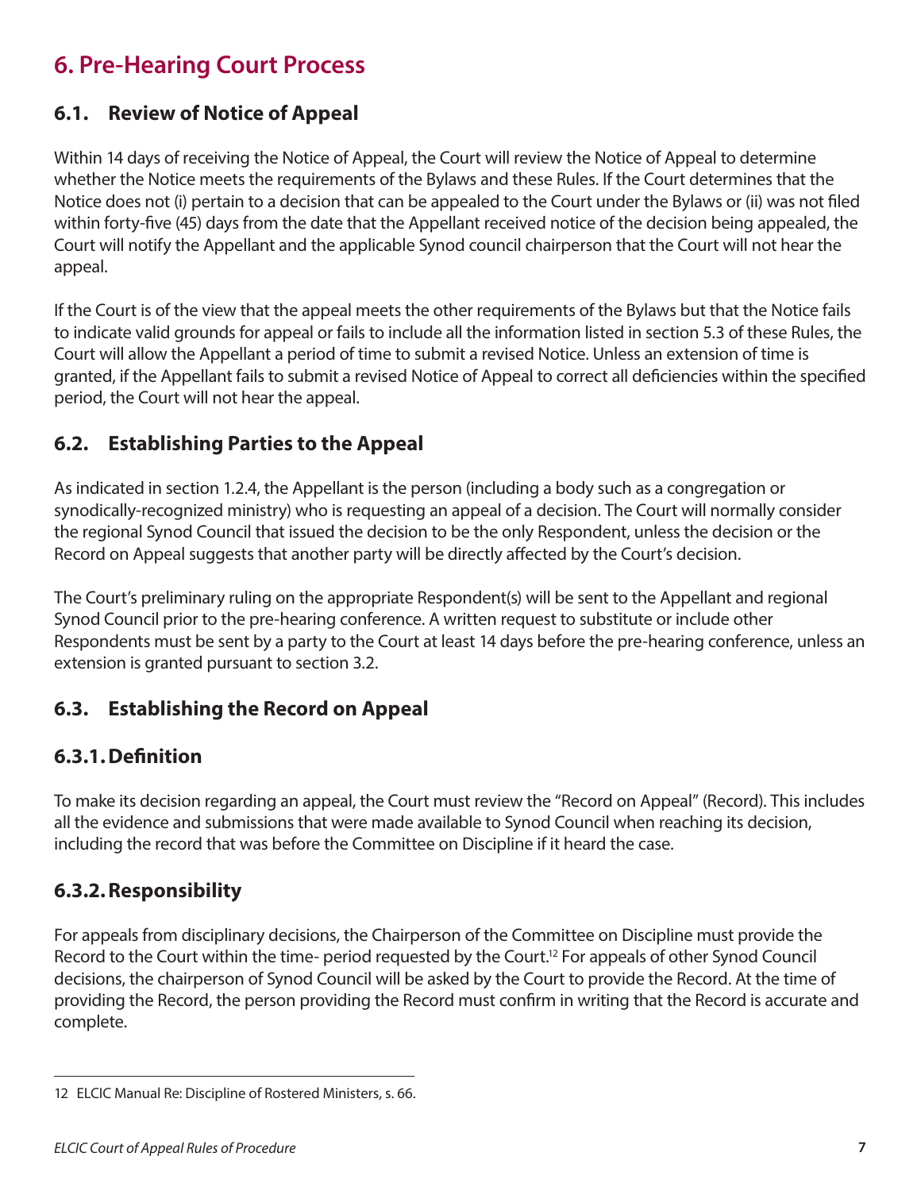## 6. Pre-Hearing Court Process

### 6.1. Review of Notice of Appeal

Within 14 days of receiving the Notice of Appeal, the Court will review the Notice of Appeal to determine whether the Notice meets the requirements of the Bylaws and these Rules. If the Court determines that the Notice does not (i) pertain to a decision that can be appealed to the Court under the Bylaws or (ii) was not filed within forty-five (45) days from the date that the Appellant received notice of the decision being appealed, the Court will notify the Appellant and the applicable Synod council chairperson that the Court will not hear the appeal.

If the Court is of the view that the appeal meets the other requirements of the Bylaws but that the Notice fails to indicate valid grounds for appeal or fails to include all the information listed in section 5.3 of these Rules, the Court will allow the Appellant a period of time to submit a revised Notice. Unless an extension of time is granted, if the Appellant fails to submit a revised Notice of Appeal to correct all deficiencies within the specified period, the Court will not hear the appeal.

### 6.2. Establishing Parties to the Appeal

As indicated in section 1.2.4, the Appellant is the person (including a body such as a congregation or synodically-recognized ministry) who is requesting an appeal of a decision. The Court will normally consider the regional Synod Council that issued the decision to be the only Respondent, unless the decision or the Record on Appeal suggests that another party will be directly affected by the Court's decision.

The Court's preliminary ruling on the appropriate Respondent(s) will be sent to the Appellant and regional Synod Council prior to the pre-hearing conference. A written request to substitute or include other Respondents must be sent by a party to the Court at least 14 days before the pre-hearing conference, unless an extension is granted pursuant to section 3.2.

### 6.3. Establishing the Record on Appeal

#### 6.3.1. Definition

To make its decision regarding an appeal, the Court must review the "Record on Appeal" (Record). This includes all the evidence and submissions that were made available to Synod Council when reaching its decision, including the record that was before the Committee on Discipline if it heard the case.

#### 6.3.2. Responsibility

For appeals from disciplinary decisions, the Chairperson of the Committee on Discipline must provide the Record to the Court within the time- period requested by the Court.[12] For appeals of other Synod Council decisions, the chairperson of Synod Council will be asked by the Court to provide the Record. At the time of providing the Record, the person providing the Record must confirm in writing that the Record is accurate and complete.

---

12 ELCIC Manual Re: Discipline of Rostered Ministers, s. 66.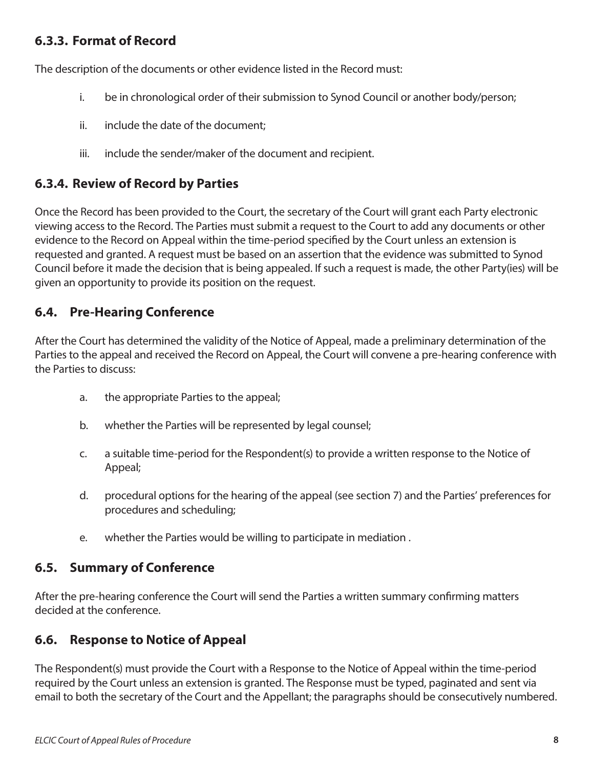### 6.3.3. Format of Record

The description of the documents or other evidence listed in the Record must:

i. be in chronological order of their submission to Synod Council or another body/person;

ii. include the date of the document;

iii. include the sender/maker of the document and recipient.

### 6.3.4. Review of Record by Parties

Once the Record has been provided to the Court, the secretary of the Court will grant each Party electronic viewing access to the Record. The Parties must submit a request to the Court to add any documents or other evidence to the Record on Appeal within the time-period specified by the Court unless an extension is requested and granted. A request must be based on an assertion that the evidence was submitted to Synod Council before it made the decision that is being appealed. If such a request is made, the other Party(ies) will be given an opportunity to provide its position on the request.

## 6.4. Pre-Hearing Conference

After the Court has determined the validity of the Notice of Appeal, made a preliminary determination of the Parties to the appeal and received the Record on Appeal, the Court will convene a pre-hearing conference with the Parties to discuss:

a. the appropriate Parties to the appeal;

b. whether the Parties will be represented by legal counsel;

c. a suitable time-period for the Respondent(s) to provide a written response to the Notice of Appeal;

d. procedural options for the hearing of the appeal (see section 7) and the Parties' preferences for procedures and scheduling;

e. whether the Parties would be willing to participate in mediation .

## 6.5. Summary of Conference

After the pre-hearing conference the Court will send the Parties a written summary confirming matters decided at the conference.

## 6.6. Response to Notice of Appeal

The Respondent(s) must provide the Court with a Response to the Notice of Appeal within the time-period required by the Court unless an extension is granted. The Response must be typed, paginated and sent via email to both the secretary of the Court and the Appellant; the paragraphs should be consecutively numbered.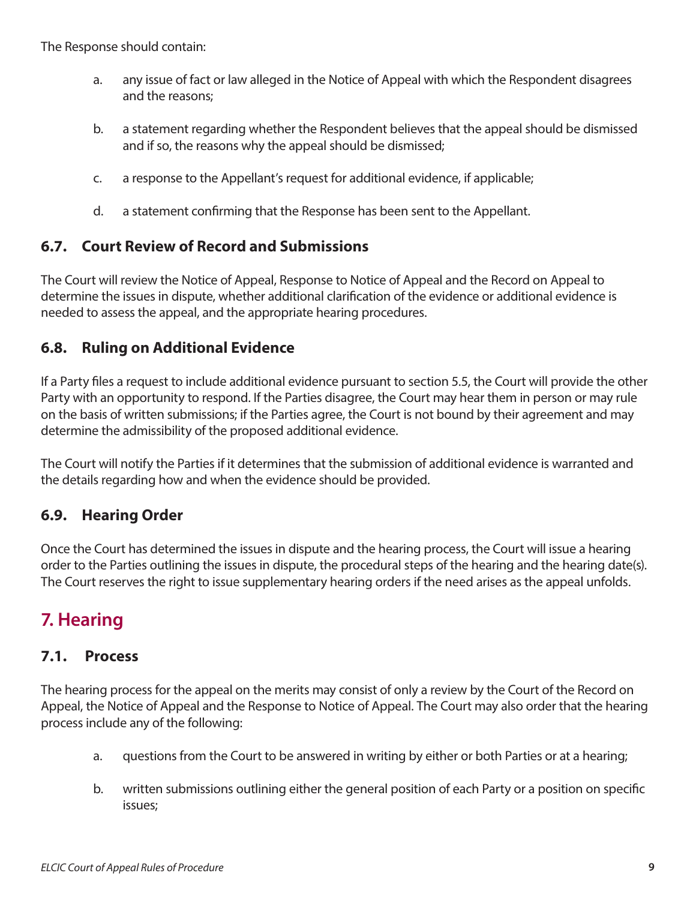The Response should contain:

a. any issue of fact or law alleged in the Notice of Appeal with which the Respondent disagrees and the reasons;

b. a statement regarding whether the Respondent believes that the appeal should be dismissed and if so, the reasons why the appeal should be dismissed;

c. a response to the Appellant's request for additional evidence, if applicable;

d. a statement confirming that the Response has been sent to the Appellant.

### 6.7. Court Review of Record and Submissions

The Court will review the Notice of Appeal, Response to Notice of Appeal and the Record on Appeal to determine the issues in dispute, whether additional clarification of the evidence or additional evidence is needed to assess the appeal, and the appropriate hearing procedures.

### 6.8. Ruling on Additional Evidence

If a Party files a request to include additional evidence pursuant to section 5.5, the Court will provide the other Party with an opportunity to respond. If the Parties disagree, the Court may hear them in person or may rule on the basis of written submissions; if the Parties agree, the Court is not bound by their agreement and may determine the admissibility of the proposed additional evidence.

The Court will notify the Parties if it determines that the submission of additional evidence is warranted and the details regarding how and when the evidence should be provided.

### 6.9. Hearing Order

Once the Court has determined the issues in dispute and the hearing process, the Court will issue a hearing order to the Parties outlining the issues in dispute, the procedural steps of the hearing and the hearing date(s). The Court reserves the right to issue supplementary hearing orders if the need arises as the appeal unfolds.

## 7. Hearing

### 7.1. Process

The hearing process for the appeal on the merits may consist of only a review by the Court of the Record on Appeal, the Notice of Appeal and the Response to Notice of Appeal. The Court may also order that the hearing process include any of the following:

a. questions from the Court to be answered in writing by either or both Parties or at a hearing;

b. written submissions outlining either the general position of each Party or a position on specific issues;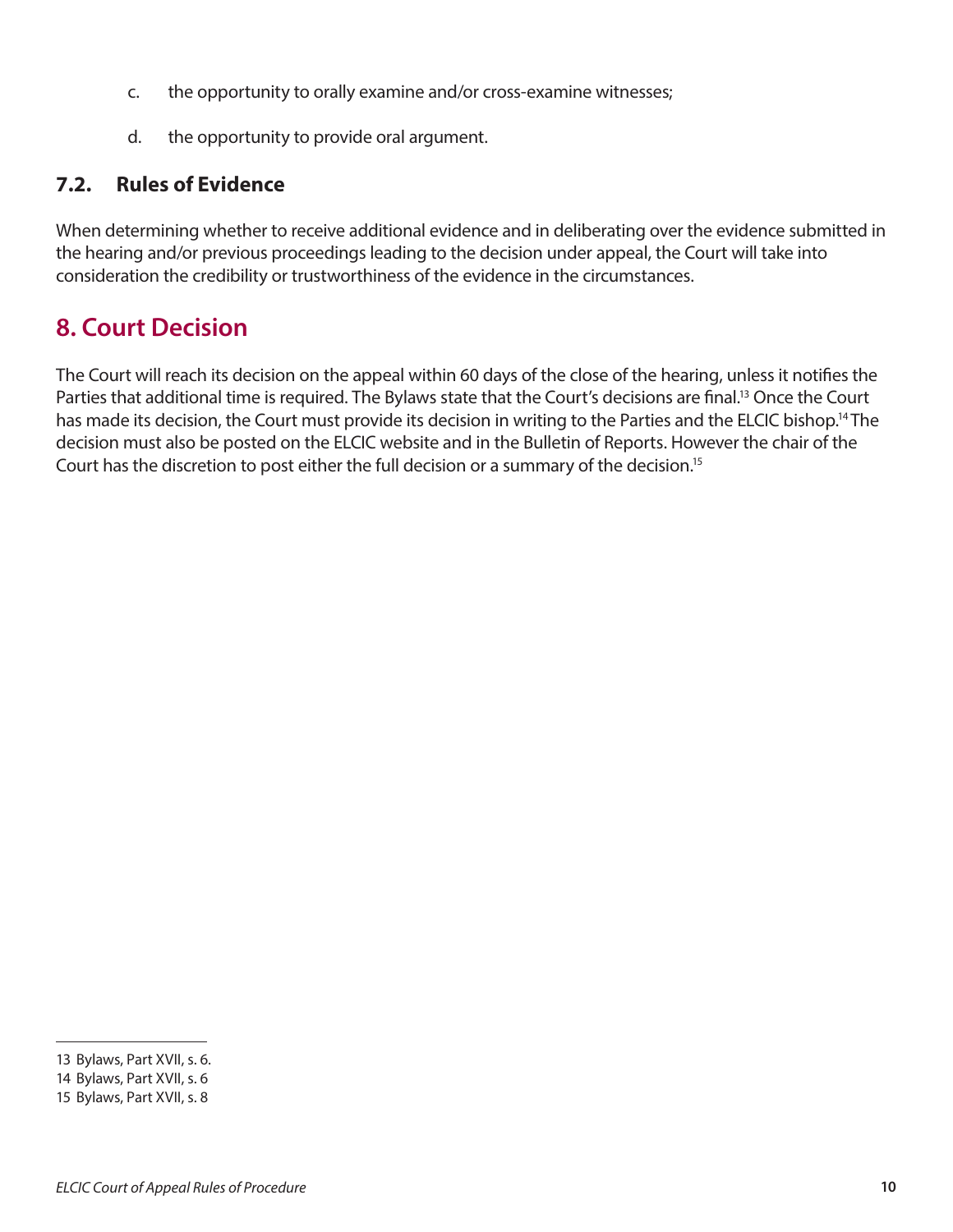c. the opportunity to orally examine and/or cross-examine witnesses;

d. the opportunity to provide oral argument.

### 7.2. Rules of Evidence

When determining whether to receive additional evidence and in deliberating over the evidence submitted in the hearing and/or previous proceedings leading to the decision under appeal, the Court will take into consideration the credibility or trustworthiness of the evidence in the circumstances.

## 8. Court Decision

The Court will reach its decision on the appeal within 60 days of the close of the hearing, unless it notifies the Parties that additional time is required. The Bylaws state that the Court's decisions are final.[13] Once the Court has made its decision, the Court must provide its decision in writing to the Parties and the ELCIC bishop.[14] The decision must also be posted on the ELCIC website and in the Bulletin of Reports. However the chair of the Court has the discretion to post either the full decision or a summary of the decision.[15]

---

13 Bylaws, Part XVII, s. 6.

14 Bylaws, Part XVII, s. 6

15 Bylaws, Part XVII, s. 8